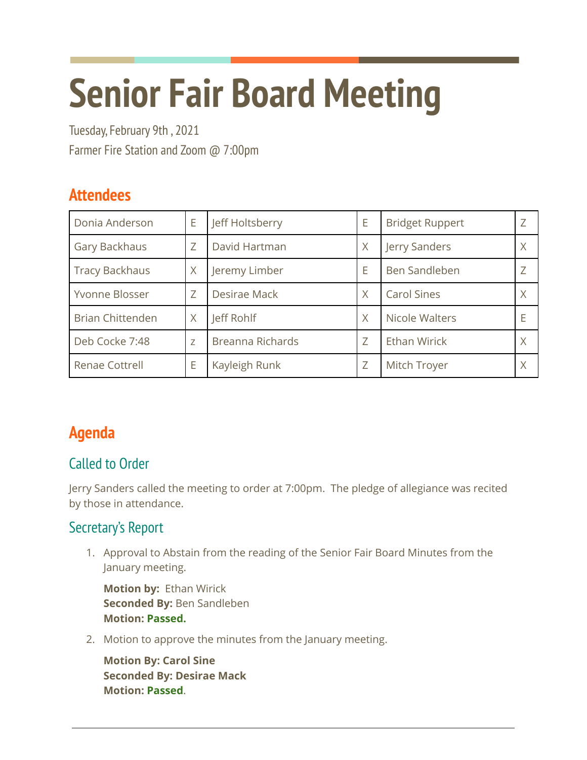# Senior Fair Board Meeting

Tuesday, February 9th , 2021

Farmer Fire Station and Zoom @ 7:00pm

## Attendees

| | | | | | |
|---|---|---|---|---|---|
| Donia Anderson | E | Jeff Holtsberry | E | Bridget Ruppert | Z |
| Gary Backhaus | Z | David Hartman | X | Jerry Sanders | X |
| Tracy Backhaus | X | Jeremy Limber | E | Ben Sandleben | Z |
| Yvonne Blosser | Z | Desirae Mack | X | Carol Sines | X |
| Brian Chittenden | X | Jeff Rohlf | X | Nicole Walters | E |
| Deb Cocke 7:48 | z | Breanna Richards | Z | Ethan Wirick | X |
| Renae Cottrell | E | Kayleigh Runk | Z | Mitch Troyer | X |

## Agenda

### Called to Order

Jerry Sanders called the meeting to order at 7:00pm. The pledge of allegiance was recited by those in attendance.

### Secretary's Report

1. Approval to Abstain from the reading of the Senior Fair Board Minutes from the January meeting.

   **Motion by:** Ethan Wirick
   **Seconded By:** Ben Sandleben
   **Motion: Passed.**

2. Motion to approve the minutes from the January meeting.

   **Motion By: Carol Sine**
   **Seconded By: Desirae Mack**
   **Motion: Passed**.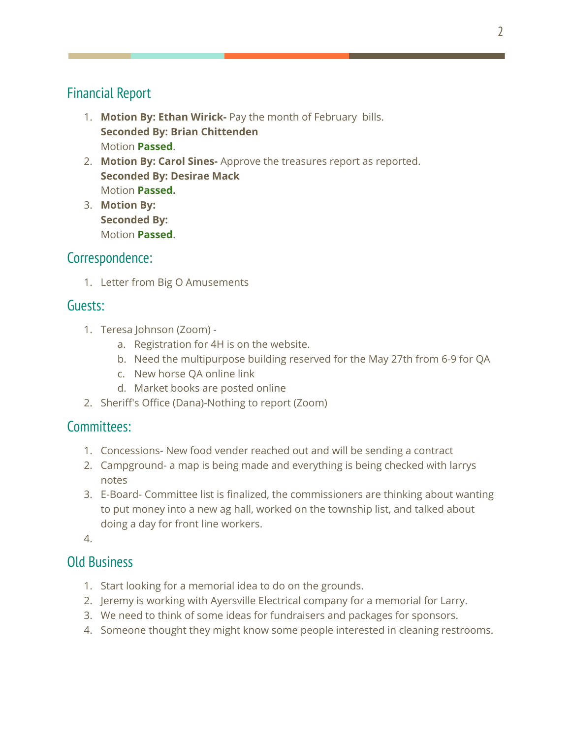## Financial Report

1. **Motion By: Ethan Wirick-** Pay the month of February bills.
   **Seconded By: Brian Chittenden**
   Motion **Passed**.
2. **Motion By: Carol Sines-** Approve the treasures report as reported.
   **Seconded By: Desirae Mack**
   Motion **Passed.**
3. **Motion By:**
   **Seconded By:**
   Motion **Passed**.

## Correspondence:

1. Letter from Big O Amusements

## Guests:

1. Teresa Johnson (Zoom) -
   a. Registration for 4H is on the website.
   b. Need the multipurpose building reserved for the May 27th from 6-9 for QA
   c. New horse QA online link
   d. Market books are posted online
2. Sheriff's Office (Dana)-Nothing to report (Zoom)

## Committees:

1. Concessions- New food vender reached out and will be sending a contract
2. Campground- a map is being made and everything is being checked with larrys notes
3. E-Board- Committee list is finalized, the commissioners are thinking about wanting to put money into a new ag hall, worked on the township list, and talked about doing a day for front line workers.
4.

## Old Business

1. Start looking for a memorial idea to do on the grounds.
2. Jeremy is working with Ayersville Electrical company for a memorial for Larry.
3. We need to think of some ideas for fundraisers and packages for sponsors.
4. Someone thought they might know some people interested in cleaning restrooms.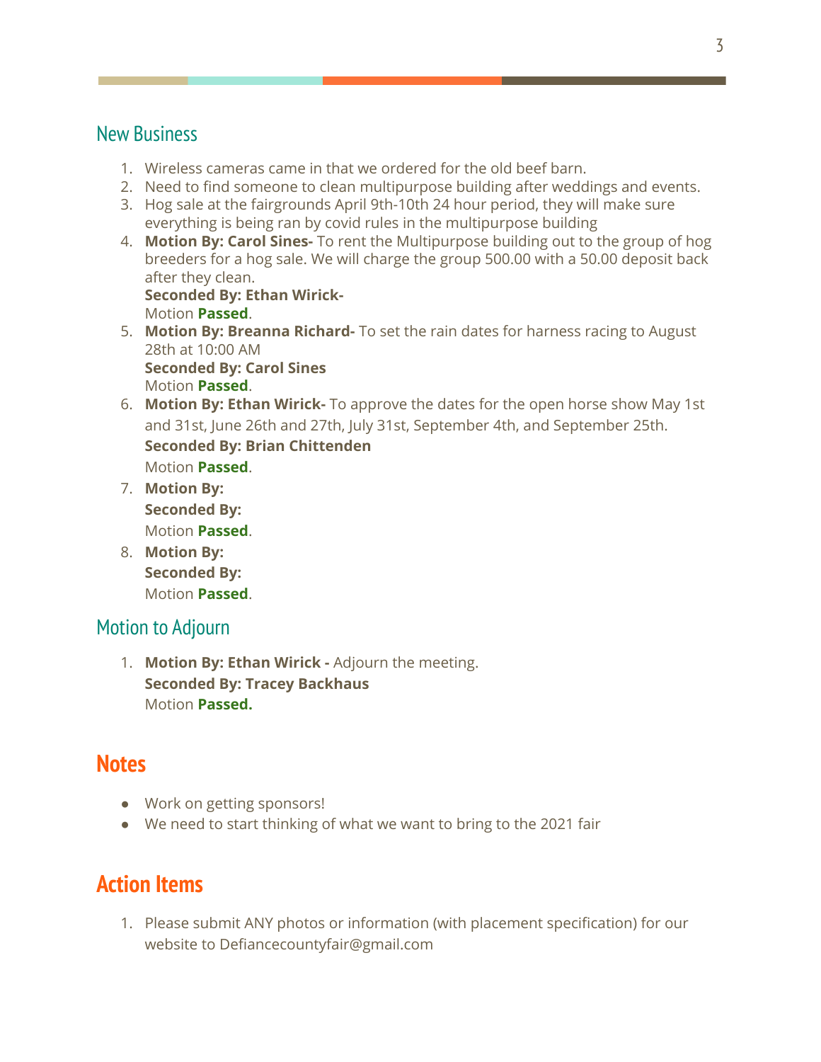## New Business

1. Wireless cameras came in that we ordered for the old beef barn.
2. Need to find someone to clean multipurpose building after weddings and events.
3. Hog sale at the fairgrounds April 9th-10th 24 hour period, they will make sure everything is being ran by covid rules in the multipurpose building
4. **Motion By: Carol Sines-** To rent the Multipurpose building out to the group of hog breeders for a hog sale. We will charge the group 500.00 with a 50.00 deposit back after they clean.
   **Seconded By: Ethan Wirick-**
   Motion **Passed**.
5. **Motion By: Breanna Richard-** To set the rain dates for harness racing to August 28th at 10:00 AM
   **Seconded By: Carol Sines**
   Motion **Passed**.
6. **Motion By: Ethan Wirick-** To approve the dates for the open horse show May 1st and 31st, June 26th and 27th, July 31st, September 4th, and September 25th.
   **Seconded By: Brian Chittenden**
   Motion **Passed**.
7. **Motion By:**
   **Seconded By:**
   Motion **Passed**.
8. **Motion By:**
   **Seconded By:**
   Motion **Passed**.

## Motion to Adjourn

1. **Motion By: Ethan Wirick -** Adjourn the meeting.
   **Seconded By: Tracey Backhaus**
   Motion **Passed.**

# Notes

- Work on getting sponsors!
- We need to start thinking of what we want to bring to the 2021 fair

# Action Items

1. Please submit ANY photos or information (with placement specification) for our website to Defiancecountyfair@gmail.com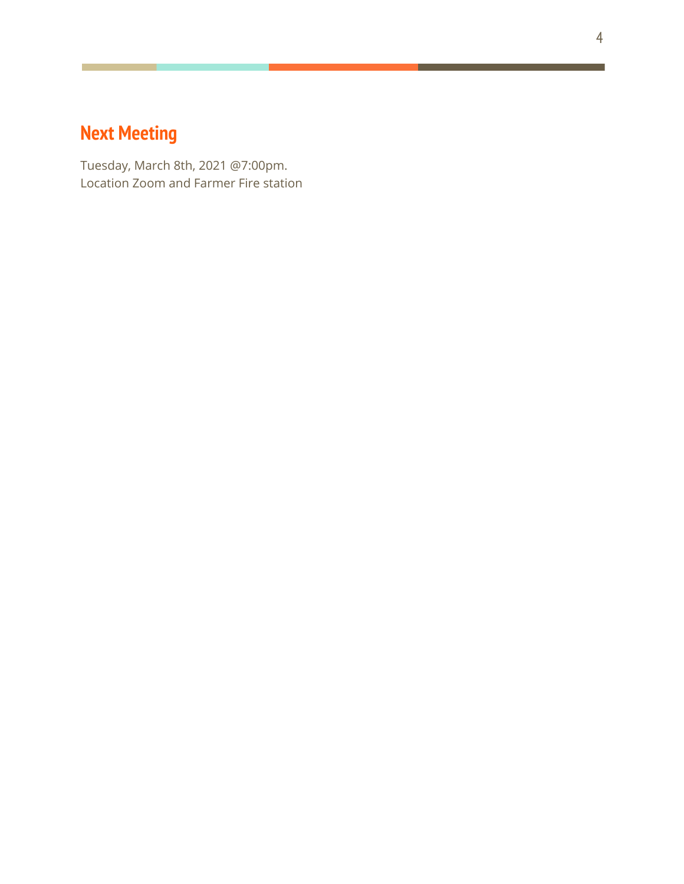## Next Meeting

Tuesday, March 8th, 2021 @7:00pm.
Location Zoom and Farmer Fire station